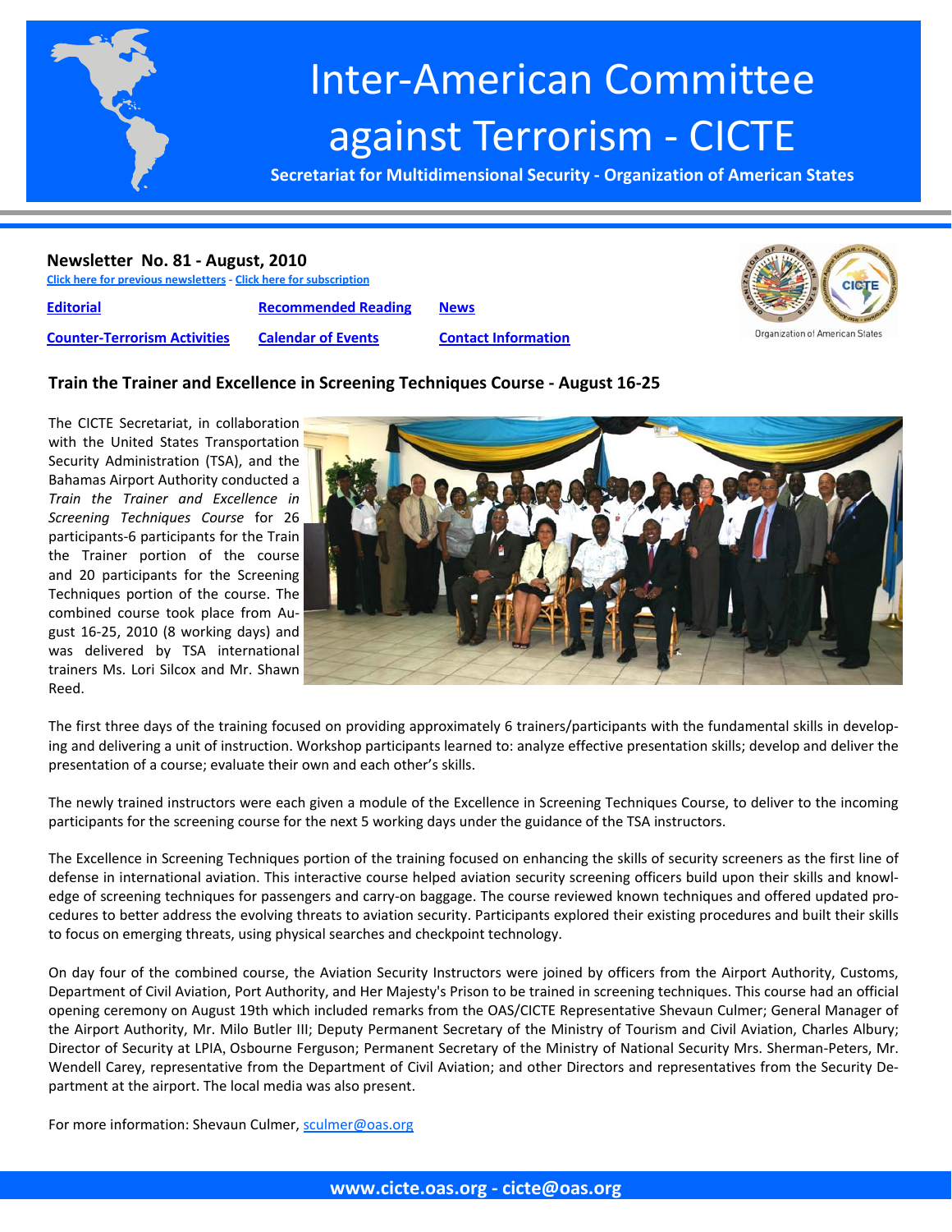# Inter-American Committee against Terrorism - CICTE

**Secretariat for Multidimensional Security - Organization of American States**

**Newsletter No. 81 - August, 2010**

Click here for previous newsletters - Click here for subscription

| | | |
|---|---|---|
| Editorial | Recommended Reading | News |
| Counter-Terrorism Activities | Calendar of Events | Contact Information |

## Train the Trainer and Excellence in Screening Techniques Course - August 16-25

The CICTE Secretariat, in collaboration with the United States Transportation Security Administration (TSA), and the Bahamas Airport Authority conducted a *Train the Trainer and Excellence in Screening Techniques Course* for 26 participants-6 participants for the Train the Trainer portion of the course and 20 participants for the Screening Techniques portion of the course. The combined course took place from August 16-25, 2010 (8 working days) and was delivered by TSA international trainers Ms. Lori Silcox and Mr. Shawn Reed.

The first three days of the training focused on providing approximately 6 trainers/participants with the fundamental skills in developing and delivering a unit of instruction. Workshop participants learned to: analyze effective presentation skills; develop and deliver the presentation of a course; evaluate their own and each other's skills.

The newly trained instructors were each given a module of the Excellence in Screening Techniques Course, to deliver to the incoming participants for the screening course for the next 5 working days under the guidance of the TSA instructors.

The Excellence in Screening Techniques portion of the training focused on enhancing the skills of security screeners as the first line of defense in international aviation. This interactive course helped aviation security screening officers build upon their skills and knowledge of screening techniques for passengers and carry-on baggage. The course reviewed known techniques and offered updated procedures to better address the evolving threats to aviation security. Participants explored their existing procedures and built their skills to focus on emerging threats, using physical searches and checkpoint technology.

On day four of the combined course, the Aviation Security Instructors were joined by officers from the Airport Authority, Customs, Department of Civil Aviation, Port Authority, and Her Majesty's Prison to be trained in screening techniques. This course had an official opening ceremony on August 19th which included remarks from the OAS/CICTE Representative Shevaun Culmer; General Manager of the Airport Authority, Mr. Milo Butler III; Deputy Permanent Secretary of the Ministry of Tourism and Civil Aviation, Charles Albury; Director of Security at LPIA, Osbourne Ferguson; Permanent Secretary of the Ministry of National Security Mrs. Sherman-Peters, Mr. Wendell Carey, representative from the Department of Civil Aviation; and other Directors and representatives from the Security Department at the airport. The local media was also present.

For more information: Shevaun Culmer, sculmer@oas.org

www.cicte.oas.org - cicte@oas.org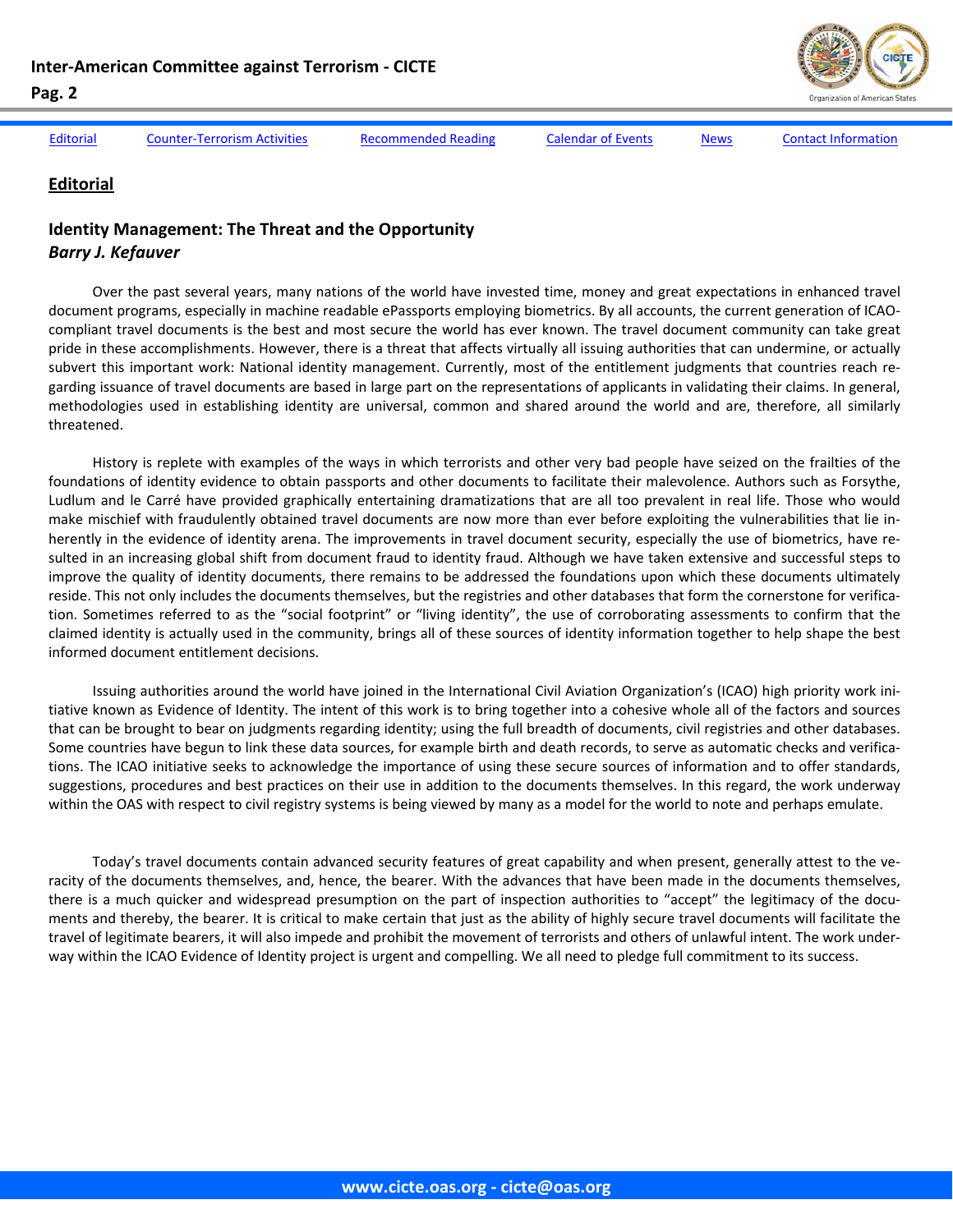Editorial | Counter-Terrorism Activities | Recommended Reading | Calendar of Events | News | Contact Information

## Editorial

### Identity Management: The Threat and the Opportunity

***Barry J. Kefauver***

Over the past several years, many nations of the world have invested time, money and great expectations in enhanced travel document programs, especially in machine readable ePassports employing biometrics. By all accounts, the current generation of ICAO-compliant travel documents is the best and most secure the world has ever known. The travel document community can take great pride in these accomplishments. However, there is a threat that affects virtually all issuing authorities that can undermine, or actually subvert this important work: National identity management. Currently, most of the entitlement judgments that countries reach regarding issuance of travel documents are based in large part on the representations of applicants in validating their claims. In general, methodologies used in establishing identity are universal, common and shared around the world and are, therefore, all similarly threatened.

History is replete with examples of the ways in which terrorists and other very bad people have seized on the frailties of the foundations of identity evidence to obtain passports and other documents to facilitate their malevolence. Authors such as Forsythe, Ludlum and le Carré have provided graphically entertaining dramatizations that are all too prevalent in real life. Those who would make mischief with fraudulently obtained travel documents are now more than ever before exploiting the vulnerabilities that lie inherently in the evidence of identity arena. The improvements in travel document security, especially the use of biometrics, have resulted in an increasing global shift from document fraud to identity fraud. Although we have taken extensive and successful steps to improve the quality of identity documents, there remains to be addressed the foundations upon which these documents ultimately reside. This not only includes the documents themselves, but the registries and other databases that form the cornerstone for verification. Sometimes referred to as the "social footprint" or "living identity", the use of corroborating assessments to confirm that the claimed identity is actually used in the community, brings all of these sources of identity information together to help shape the best informed document entitlement decisions.

Issuing authorities around the world have joined in the International Civil Aviation Organization's (ICAO) high priority work initiative known as Evidence of Identity. The intent of this work is to bring together into a cohesive whole all of the factors and sources that can be brought to bear on judgments regarding identity; using the full breadth of documents, civil registries and other databases. Some countries have begun to link these data sources, for example birth and death records, to serve as automatic checks and verifications. The ICAO initiative seeks to acknowledge the importance of using these secure sources of information and to offer standards, suggestions, procedures and best practices on their use in addition to the documents themselves. In this regard, the work underway within the OAS with respect to civil registry systems is being viewed by many as a model for the world to note and perhaps emulate.

Today's travel documents contain advanced security features of great capability and when present, generally attest to the veracity of the documents themselves, and, hence, the bearer. With the advances that have been made in the documents themselves, there is a much quicker and widespread presumption on the part of inspection authorities to "accept" the legitimacy of the documents and thereby, the bearer. It is critical to make certain that just as the ability of highly secure travel documents will facilitate the travel of legitimate bearers, it will also impede and prohibit the movement of terrorists and others of unlawful intent. The work underway within the ICAO Evidence of Identity project is urgent and compelling. We all need to pledge full commitment to its success.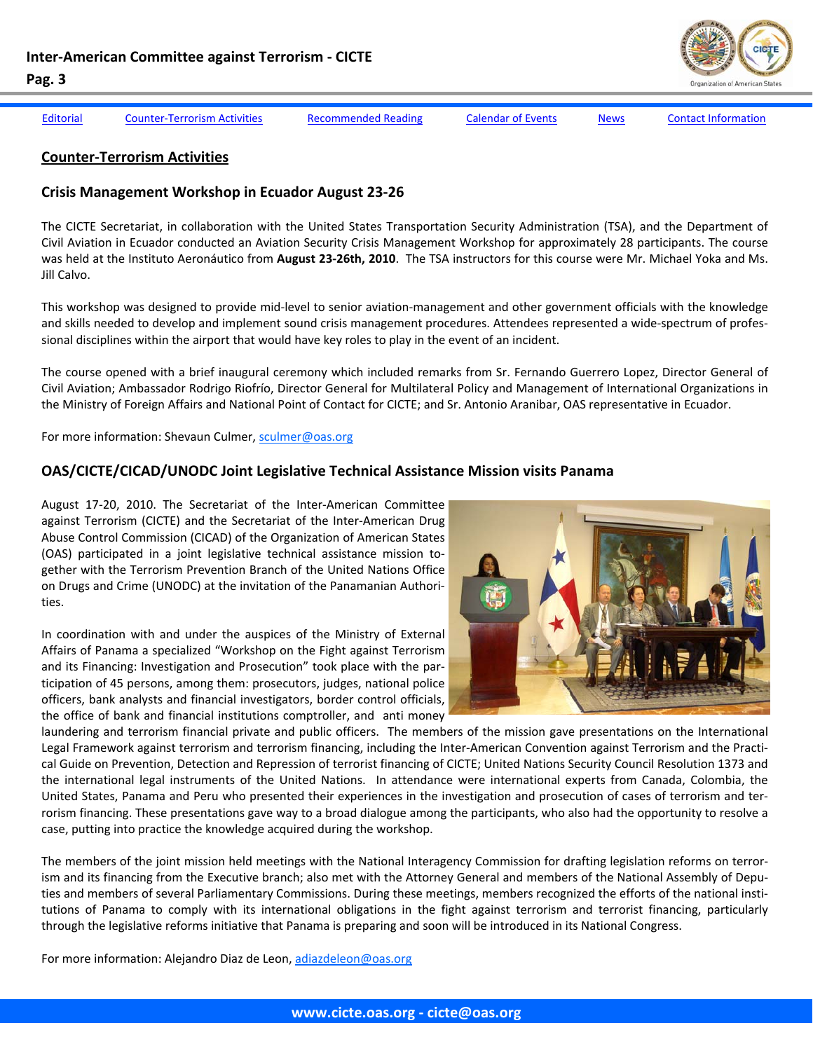## Counter-Terrorism Activities

### Crisis Management Workshop in Ecuador August 23-26

The CICTE Secretariat, in collaboration with the United States Transportation Security Administration (TSA), and the Department of Civil Aviation in Ecuador conducted an Aviation Security Crisis Management Workshop for approximately 28 participants. The course was held at the Instituto Aeronáutico from **August 23-26th, 2010**. The TSA instructors for this course were Mr. Michael Yoka and Ms. Jill Calvo.

This workshop was designed to provide mid-level to senior aviation-management and other government officials with the knowledge and skills needed to develop and implement sound crisis management procedures. Attendees represented a wide-spectrum of professional disciplines within the airport that would have key roles to play in the event of an incident.

The course opened with a brief inaugural ceremony which included remarks from Sr. Fernando Guerrero Lopez, Director General of Civil Aviation; Ambassador Rodrigo Riofrío, Director General for Multilateral Policy and Management of International Organizations in the Ministry of Foreign Affairs and National Point of Contact for CICTE; and Sr. Antonio Aranibar, OAS representative in Ecuador.

For more information: Shevaun Culmer, sculmer@oas.org

### OAS/CICTE/CICAD/UNODC Joint Legislative Technical Assistance Mission visits Panama

August 17-20, 2010. The Secretariat of the Inter-American Committee against Terrorism (CICTE) and the Secretariat of the Inter-American Drug Abuse Control Commission (CICAD) of the Organization of American States (OAS) participated in a joint legislative technical assistance mission together with the Terrorism Prevention Branch of the United Nations Office on Drugs and Crime (UNODC) at the invitation of the Panamanian Authorities.

In coordination with and under the auspices of the Ministry of External Affairs of Panama a specialized "Workshop on the Fight against Terrorism and its Financing: Investigation and Prosecution" took place with the participation of 45 persons, among them: prosecutors, judges, national police officers, bank analysts and financial investigators, border control officials, the office of bank and financial institutions comptroller, and anti money laundering and terrorism financial private and public officers. The members of the mission gave presentations on the International Legal Framework against terrorism and terrorism financing, including the Inter-American Convention against Terrorism and the Practical Guide on Prevention, Detection and Repression of terrorist financing of CICTE; United Nations Security Council Resolution 1373 and the international legal instruments of the United Nations. In attendance were international experts from Canada, Colombia, the United States, Panama and Peru who presented their experiences in the investigation and prosecution of cases of terrorism and terrorism financing. These presentations gave way to a broad dialogue among the participants, who also had the opportunity to resolve a case, putting into practice the knowledge acquired during the workshop.

The members of the joint mission held meetings with the National Interagency Commission for drafting legislation reforms on terrorism and its financing from the Executive branch; also met with the Attorney General and members of the National Assembly of Deputies and members of several Parliamentary Commissions. During these meetings, members recognized the efforts of the national institutions of Panama to comply with its international obligations in the fight against terrorism and terrorist financing, particularly through the legislative reforms initiative that Panama is preparing and soon will be introduced in its National Congress.

For more information: Alejandro Diaz de Leon, adiazdeleon@oas.org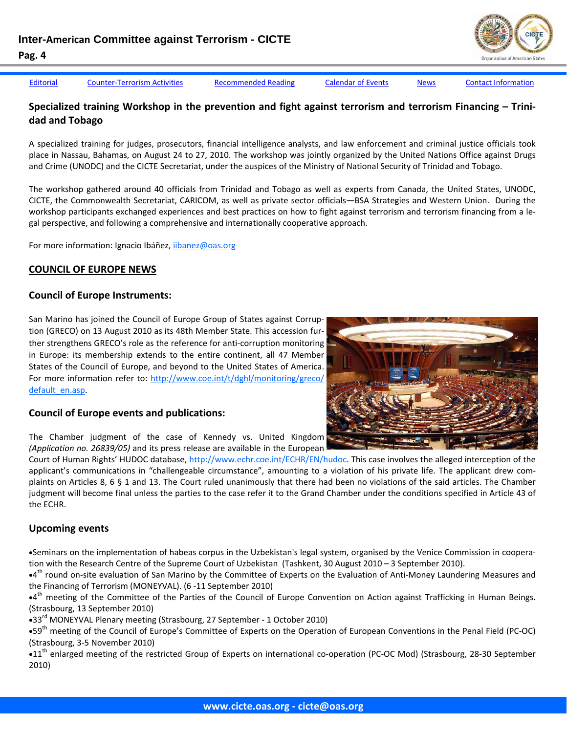[Editorial](#) [Counter-Terrorism Activities](#) [Recommended Reading](#) [Calendar of Events](#) [News](#) [Contact Information](#)

## Specialized training Workshop in the prevention and fight against terrorism and terrorism Financing – Trinidad and Tobago

A specialized training for judges, prosecutors, financial intelligence analysts, and law enforcement and criminal justice officials took place in Nassau, Bahamas, on August 24 to 27, 2010. The workshop was jointly organized by the United Nations Office against Drugs and Crime (UNODC) and the CICTE Secretariat, under the auspices of the Ministry of National Security of Trinidad and Tobago.

The workshop gathered around 40 officials from Trinidad and Tobago as well as experts from Canada, the United States, UNODC, CICTE, the Commonwealth Secretariat, CARICOM, as well as private sector officials—BSA Strategies and Western Union. During the workshop participants exchanged experiences and best practices on how to fight against terrorism and terrorism financing from a legal perspective, and following a comprehensive and internationally cooperative approach.

For more information: Ignacio Ibáñez, iibanez@oas.org

## COUNCIL OF EUROPE NEWS

### Council of Europe Instruments:

San Marino has joined the Council of Europe Group of States against Corruption (GRECO) on 13 August 2010 as its 48th Member State. This accession further strengthens GRECO's role as the reference for anti-corruption monitoring in Europe: its membership extends to the entire continent, all 47 Member States of the Council of Europe, and beyond to the United States of America. For more information refer to: http://www.coe.int/t/dghl/monitoring/greco/default_en.asp.

### Council of Europe events and publications:

The Chamber judgment of the case of Kennedy vs. United Kingdom *(Application no. 26839/05)* and its press release are available in the European Court of Human Rights' HUDOC database, http://www.echr.coe.int/ECHR/EN/hudoc. This case involves the alleged interception of the applicant's communications in "challengeable circumstance", amounting to a violation of his private life. The applicant drew complaints on Articles 8, 6 § 1 and 13. The Court ruled unanimously that there had been no violations of the said articles. The Chamber judgment will become final unless the parties to the case refer it to the Grand Chamber under the conditions specified in Article 43 of the ECHR.

### Upcoming events

- Seminars on the implementation of habeas corpus in the Uzbekistan's legal system, organised by the Venice Commission in cooperation with the Research Centre of the Supreme Court of Uzbekistan (Tashkent, 30 August 2010 – 3 September 2010).
- 4th round on-site evaluation of San Marino by the Committee of Experts on the Evaluation of Anti-Money Laundering Measures and the Financing of Terrorism (MONEYVAL). (6 -11 September 2010)
- 4th meeting of the Committee of the Parties of the Council of Europe Convention on Action against Trafficking in Human Beings. (Strasbourg, 13 September 2010)
- 33rd MONEYVAL Plenary meeting (Strasbourg, 27 September - 1 October 2010)
- 59th meeting of the Council of Europe's Committee of Experts on the Operation of European Conventions in the Penal Field (PC-OC) (Strasbourg, 3-5 November 2010)
- 11th enlarged meeting of the restricted Group of Experts on international co-operation (PC-OC Mod) (Strasbourg, 28-30 September 2010)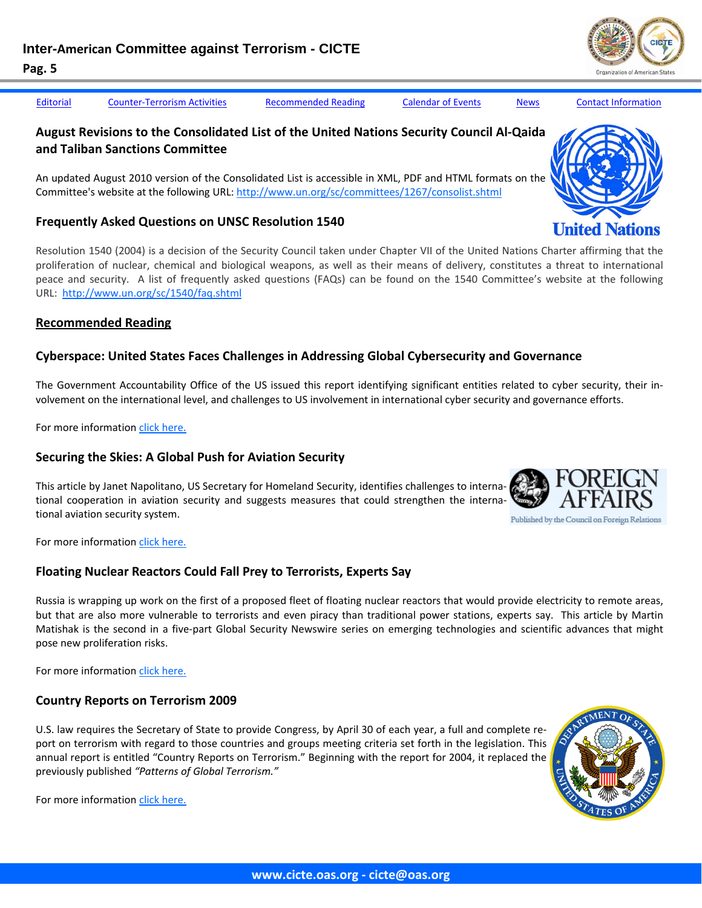Editorial | Counter-Terrorism Activities | Recommended Reading | Calendar of Events | News | Contact Information

### August Revisions to the Consolidated List of the United Nations Security Council Al-Qaida and Taliban Sanctions Committee

An updated August 2010 version of the Consolidated List is accessible in XML, PDF and HTML formats on the Committee's website at the following URL: http://www.un.org/sc/committees/1267/consolist.shtml

### Frequently Asked Questions on UNSC Resolution 1540

Resolution 1540 (2004) is a decision of the Security Council taken under Chapter VII of the United Nations Charter affirming that the proliferation of nuclear, chemical and biological weapons, as well as their means of delivery, constitutes a threat to international peace and security. A list of frequently asked questions (FAQs) can be found on the 1540 Committee's website at the following URL: http://www.un.org/sc/1540/faq.shtml

## Recommended Reading

### Cyberspace: United States Faces Challenges in Addressing Global Cybersecurity and Governance

The Government Accountability Office of the US issued this report identifying significant entities related to cyber security, their involvement on the international level, and challenges to US involvement in international cyber security and governance efforts.

For more information click here.

### Securing the Skies: A Global Push for Aviation Security

This article by Janet Napolitano, US Secretary for Homeland Security, identifies challenges to international cooperation in aviation security and suggests measures that could strengthen the international aviation security system.

For more information click here.

### Floating Nuclear Reactors Could Fall Prey to Terrorists, Experts Say

Russia is wrapping up work on the first of a proposed fleet of floating nuclear reactors that would provide electricity to remote areas, but that are also more vulnerable to terrorists and even piracy than traditional power stations, experts say. This article by Martin Matishak is the second in a five-part Global Security Newswire series on emerging technologies and scientific advances that might pose new proliferation risks.

For more information click here.

### Country Reports on Terrorism 2009

U.S. law requires the Secretary of State to provide Congress, by April 30 of each year, a full and complete report on terrorism with regard to those countries and groups meeting criteria set forth in the legislation. This annual report is entitled "Country Reports on Terrorism." Beginning with the report for 2004, it replaced the previously published *"Patterns of Global Terrorism."*

For more information click here.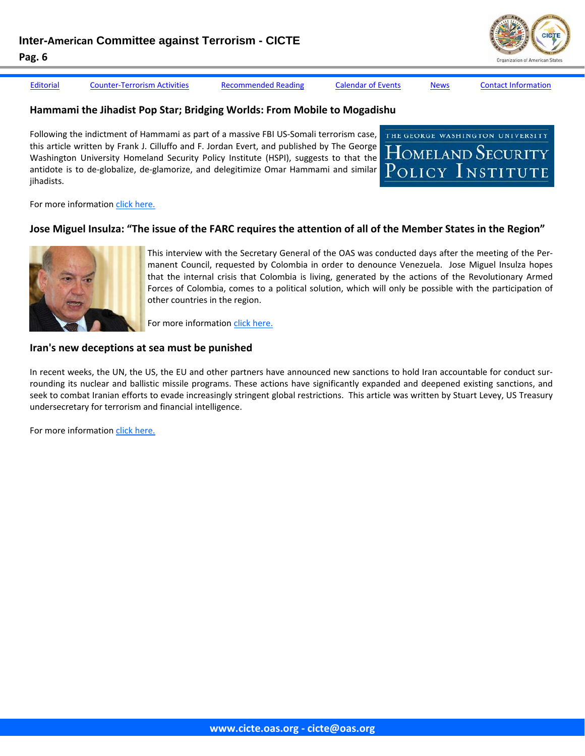Editorial | Counter-Terrorism Activities | Recommended Reading | Calendar of Events | News | Contact Information

## Hammami the Jihadist Pop Star; Bridging Worlds: From Mobile to Mogadishu

Following the indictment of Hammami as part of a massive FBI US-Somali terrorism case, this article written by Frank J. Cilluffo and F. Jordan Evert, and published by The George Washington University Homeland Security Policy Institute (HSPI), suggests to that the antidote is to de-globalize, de-glamorize, and delegitimize Omar Hammami and similar jihadists.

For more information click here.

## Jose Miguel Insulza: "The issue of the FARC requires the attention of all of the Member States in the Region"

This interview with the Secretary General of the OAS was conducted days after the meeting of the Permanent Council, requested by Colombia in order to denounce Venezuela. Jose Miguel Insulza hopes that the internal crisis that Colombia is living, generated by the actions of the Revolutionary Armed Forces of Colombia, comes to a political solution, which will only be possible with the participation of other countries in the region.

For more information click here.

## Iran's new deceptions at sea must be punished

In recent weeks, the UN, the US, the EU and other partners have announced new sanctions to hold Iran accountable for conduct surrounding its nuclear and ballistic missile programs. These actions have significantly expanded and deepened existing sanctions, and seek to combat Iranian efforts to evade increasingly stringent global restrictions. This article was written by Stuart Levey, US Treasury undersecretary for terrorism and financial intelligence.

For more information click here.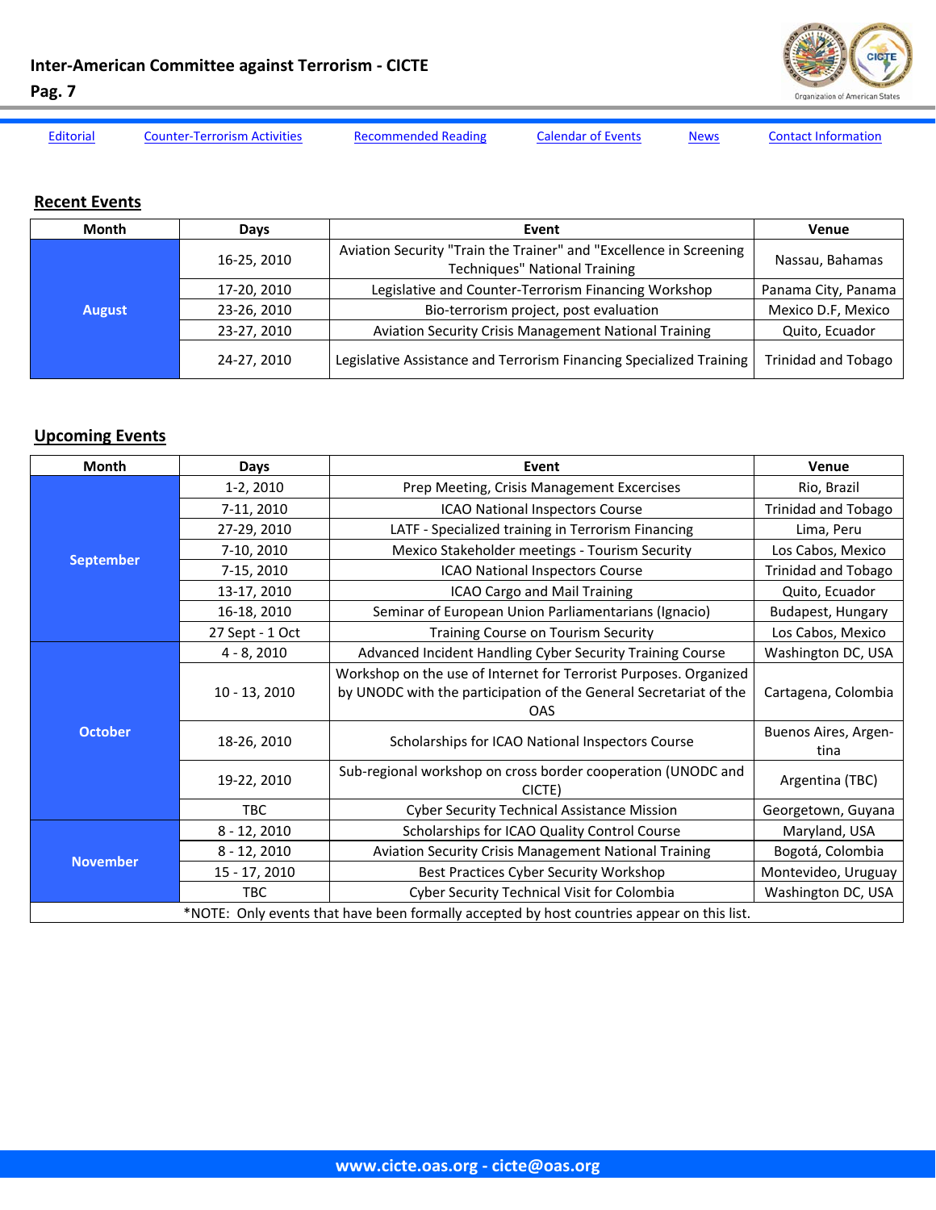[Editorial](#) [Counter-Terrorism Activities](#) [Recommended Reading](#) [Calendar of Events](#) [News](#) [Contact Information](#)

## Recent Events

| Month | Days | Event | Venue |
|---|---|---|---|
| August | 16-25, 2010 | Aviation Security "Train the Trainer" and "Excellence in Screening Techniques" National Training | Nassau, Bahamas |
| | 17-20, 2010 | Legislative and Counter-Terrorism Financing Workshop | Panama City, Panama |
| | 23-26, 2010 | Bio-terrorism project, post evaluation | Mexico D.F, Mexico |
| | 23-27, 2010 | Aviation Security Crisis Management National Training | Quito, Ecuador |
| | 24-27, 2010 | Legislative Assistance and Terrorism Financing Specialized Training | Trinidad and Tobago |

## Upcoming Events

| Month | Days | Event | Venue |
|---|---|---|---|
| September | 1-2, 2010 | Prep Meeting, Crisis Management Excercises | Rio, Brazil |
| | 7-11, 2010 | ICAO National Inspectors Course | Trinidad and Tobago |
| | 27-29, 2010 | LATF - Specialized training in Terrorism Financing | Lima, Peru |
| | 7-10, 2010 | Mexico Stakeholder meetings - Tourism Security | Los Cabos, Mexico |
| | 7-15, 2010 | ICAO National Inspectors Course | Trinidad and Tobago |
| | 13-17, 2010 | ICAO Cargo and Mail Training | Quito, Ecuador |
| | 16-18, 2010 | Seminar of European Union Parliamentarians (Ignacio) | Budapest, Hungary |
| | 27 Sept - 1 Oct | Training Course on Tourism Security | Los Cabos, Mexico |
| October | 4 - 8, 2010 | Advanced Incident Handling Cyber Security Training Course | Washington DC, USA |
| | 10 - 13, 2010 | Workshop on the use of Internet for Terrorist Purposes. Organized by UNODC with the participation of the General Secretariat of the OAS | Cartagena, Colombia |
| | 18-26, 2010 | Scholarships for ICAO National Inspectors Course | Buenos Aires, Argentina |
| | 19-22, 2010 | Sub-regional workshop on cross border cooperation (UNODC and CICTE) | Argentina (TBC) |
| | TBC | Cyber Security Technical Assistance Mission | Georgetown, Guyana |
| November | 8 - 12, 2010 | Scholarships for ICAO Quality Control Course | Maryland, USA |
| | 8 - 12, 2010 | Aviation Security Crisis Management National Training | Bogotá, Colombia |
| | 15 - 17, 2010 | Best Practices Cyber Security Workshop | Montevideo, Uruguay |
| | TBC | Cyber Security Technical Visit for Colombia | Washington DC, USA |

*NOTE: Only events that have been formally accepted by host countries appear on this list.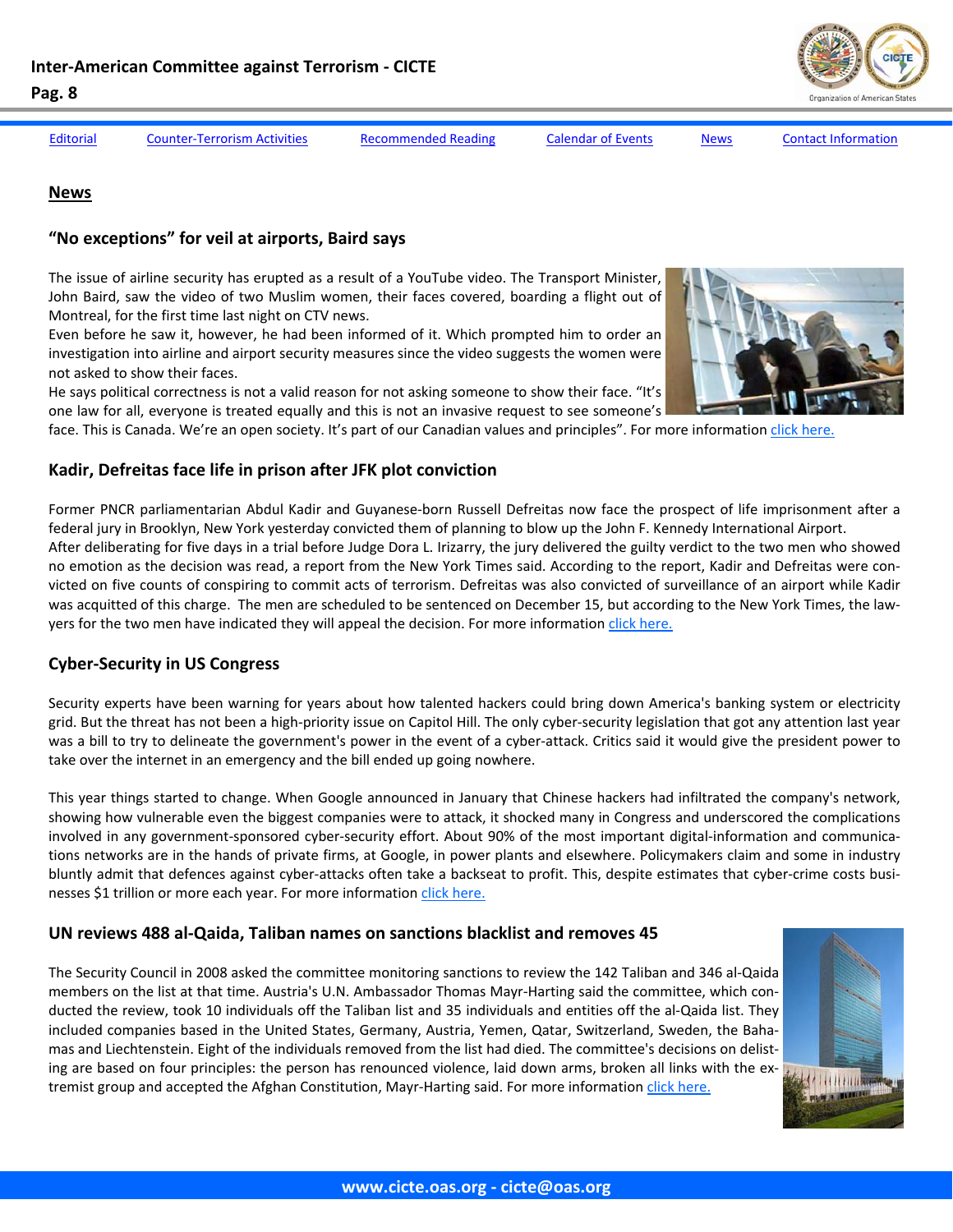[Editorial](#) [Counter-Terrorism Activities](#) [Recommended Reading](#) [Calendar of Events](#) [News](#) [Contact Information](#)

## News

### "No exceptions" for veil at airports, Baird says

The issue of airline security has erupted as a result of a YouTube video. The Transport Minister, John Baird, saw the video of two Muslim women, their faces covered, boarding a flight out of Montreal, for the first time last night on CTV news.

Even before he saw it, however, he had been informed of it. Which prompted him to order an investigation into airline and airport security measures since the video suggests the women were not asked to show their faces.

He says political correctness is not a valid reason for not asking someone to show their face. "It's one law for all, everyone is treated equally and this is not an invasive request to see someone's face. This is Canada. We're an open society. It's part of our Canadian values and principles". For more information [click here.](#)

### Kadir, Defreitas face life in prison after JFK plot conviction

Former PNCR parliamentarian Abdul Kadir and Guyanese-born Russell Defreitas now face the prospect of life imprisonment after a federal jury in Brooklyn, New York yesterday convicted them of planning to blow up the John F. Kennedy International Airport.

After deliberating for five days in a trial before Judge Dora L. Irizarry, the jury delivered the guilty verdict to the two men who showed no emotion as the decision was read, a report from the New York Times said. According to the report, Kadir and Defreitas were convicted on five counts of conspiring to commit acts of terrorism. Defreitas was also convicted of surveillance of an airport while Kadir was acquitted of this charge. The men are scheduled to be sentenced on December 15, but according to the New York Times, the lawyers for the two men have indicated they will appeal the decision. For more information [click here.](#)

### Cyber-Security in US Congress

Security experts have been warning for years about how talented hackers could bring down America's banking system or electricity grid. But the threat has not been a high-priority issue on Capitol Hill. The only cyber-security legislation that got any attention last year was a bill to try to delineate the government's power in the event of a cyber-attack. Critics said it would give the president power to take over the internet in an emergency and the bill ended up going nowhere.

This year things started to change. When Google announced in January that Chinese hackers had infiltrated the company's network, showing how vulnerable even the biggest companies were to attack, it shocked many in Congress and underscored the complications involved in any government-sponsored cyber-security effort. About 90% of the most important digital-information and communications networks are in the hands of private firms, at Google, in power plants and elsewhere. Policymakers claim and some in industry bluntly admit that defences against cyber-attacks often take a backseat to profit. This, despite estimates that cyber-crime costs businesses $1 trillion or more each year. For more information [click here.](#)

### UN reviews 488 al-Qaida, Taliban names on sanctions blacklist and removes 45

The Security Council in 2008 asked the committee monitoring sanctions to review the 142 Taliban and 346 al-Qaida members on the list at that time. Austria's U.N. Ambassador Thomas Mayr-Harting said the committee, which conducted the review, took 10 individuals off the Taliban list and 35 individuals and entities off the al-Qaida list. They included companies based in the United States, Germany, Austria, Yemen, Qatar, Switzerland, Sweden, the Bahamas and Liechtenstein. Eight of the individuals removed from the list had died. The committee's decisions on delisting are based on four principles: the person has renounced violence, laid down arms, broken all links with the extremist group and accepted the Afghan Constitution, Mayr-Harting said. For more information [click here.](#)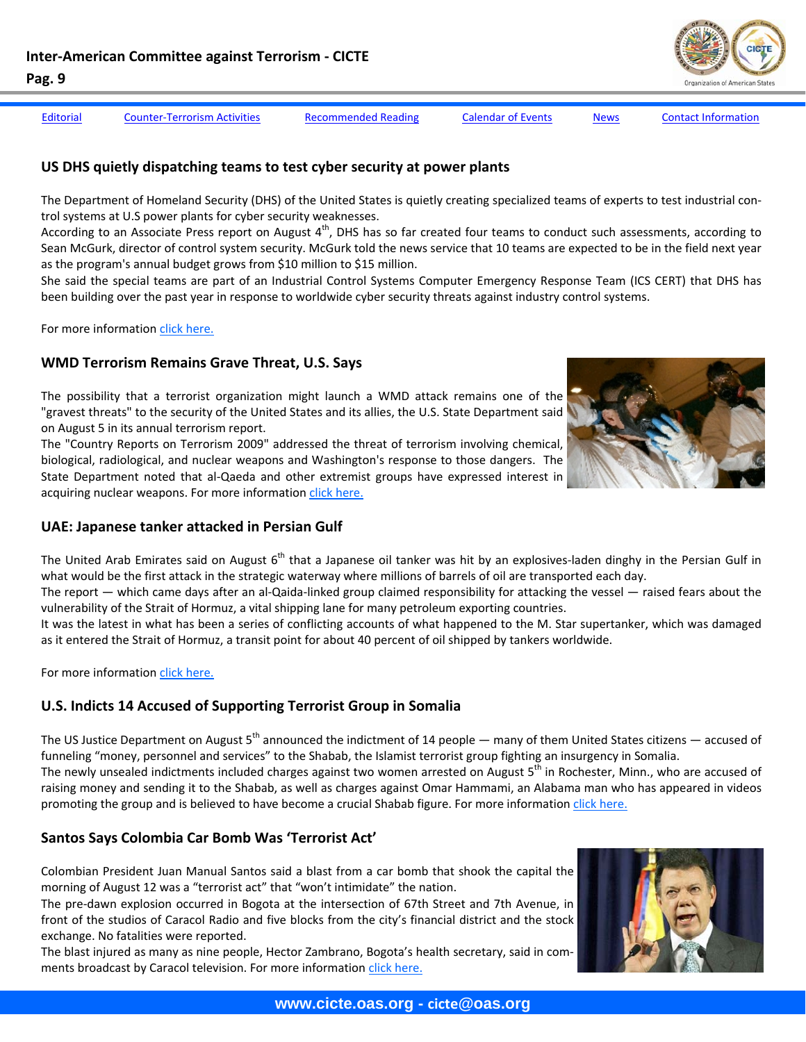Editorial | Counter-Terrorism Activities | Recommended Reading | Calendar of Events | News | Contact Information

### US DHS quietly dispatching teams to test cyber security at power plants

The Department of Homeland Security (DHS) of the United States is quietly creating specialized teams of experts to test industrial control systems at U.S power plants for cyber security weaknesses.
According to an Associate Press report on August 4th, DHS has so far created four teams to conduct such assessments, according to Sean McGurk, director of control system security. McGurk told the news service that 10 teams are expected to be in the field next year as the program's annual budget grows from $10 million to $15 million.
She said the special teams are part of an Industrial Control Systems Computer Emergency Response Team (ICS CERT) that DHS has been building over the past year in response to worldwide cyber security threats against industry control systems.

For more information click here.

### WMD Terrorism Remains Grave Threat, U.S. Says

The possibility that a terrorist organization might launch a WMD attack remains one of the "gravest threats" to the security of the United States and its allies, the U.S. State Department said on August 5 in its annual terrorism report.
The "Country Reports on Terrorism 2009" addressed the threat of terrorism involving chemical, biological, radiological, and nuclear weapons and Washington's response to those dangers. The State Department noted that al-Qaeda and other extremist groups have expressed interest in acquiring nuclear weapons. For more information click here.

### UAE: Japanese tanker attacked in Persian Gulf

The United Arab Emirates said on August 6th that a Japanese oil tanker was hit by an explosives-laden dinghy in the Persian Gulf in what would be the first attack in the strategic waterway where millions of barrels of oil are transported each day.
The report — which came days after an al-Qaida-linked group claimed responsibility for attacking the vessel — raised fears about the vulnerability of the Strait of Hormuz, a vital shipping lane for many petroleum exporting countries.
It was the latest in what has been a series of conflicting accounts of what happened to the M. Star supertanker, which was damaged as it entered the Strait of Hormuz, a transit point for about 40 percent of oil shipped by tankers worldwide.

For more information click here.

### U.S. Indicts 14 Accused of Supporting Terrorist Group in Somalia

The US Justice Department on August 5th announced the indictment of 14 people — many of them United States citizens — accused of funneling "money, personnel and services" to the Shabab, the Islamist terrorist group fighting an insurgency in Somalia.
The newly unsealed indictments included charges against two women arrested on August 5th in Rochester, Minn., who are accused of raising money and sending it to the Shabab, as well as charges against Omar Hammami, an Alabama man who has appeared in videos promoting the group and is believed to have become a crucial Shabab figure. For more information click here.

### Santos Says Colombia Car Bomb Was 'Terrorist Act'

Colombian President Juan Manual Santos said a blast from a car bomb that shook the capital the morning of August 12 was a "terrorist act" that "won't intimidate" the nation.
The pre-dawn explosion occurred in Bogota at the intersection of 67th Street and 7th Avenue, in front of the studios of Caracol Radio and five blocks from the city's financial district and the stock exchange. No fatalities were reported.
The blast injured as many as nine people, Hector Zambrano, Bogota's health secretary, said in comments broadcast by Caracol television. For more information click here.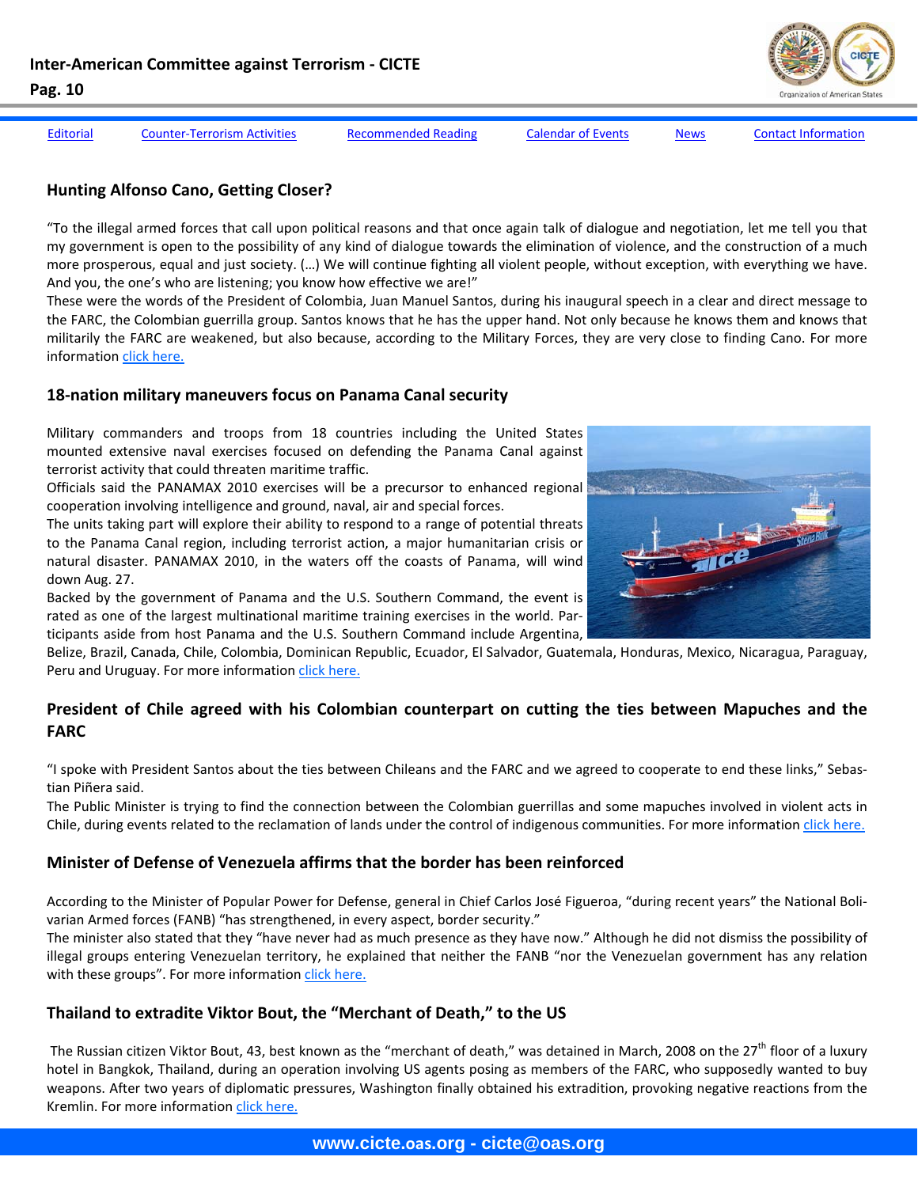[Editorial](#) [Counter-Terrorism Activities](#) [Recommended Reading](#) [Calendar of Events](#) [News](#) [Contact Information](#)

## Hunting Alfonso Cano, Getting Closer?

"To the illegal armed forces that call upon political reasons and that once again talk of dialogue and negotiation, let me tell you that my government is open to the possibility of any kind of dialogue towards the elimination of violence, and the construction of a much more prosperous, equal and just society. (…) We will continue fighting all violent people, without exception, with everything we have. And you, the one's who are listening; you know how effective we are!"

These were the words of the President of Colombia, Juan Manuel Santos, during his inaugural speech in a clear and direct message to the FARC, the Colombian guerrilla group. Santos knows that he has the upper hand. Not only because he knows them and knows that militarily the FARC are weakened, but also because, according to the Military Forces, they are very close to finding Cano. For more information [click here.](#)

## 18-nation military maneuvers focus on Panama Canal security

Military commanders and troops from 18 countries including the United States mounted extensive naval exercises focused on defending the Panama Canal against terrorist activity that could threaten maritime traffic.

Officials said the PANAMAX 2010 exercises will be a precursor to enhanced regional cooperation involving intelligence and ground, naval, air and special forces.

The units taking part will explore their ability to respond to a range of potential threats to the Panama Canal region, including terrorist action, a major humanitarian crisis or natural disaster. PANAMAX 2010, in the waters off the coasts of Panama, will wind down Aug. 27.

Backed by the government of Panama and the U.S. Southern Command, the event is rated as one of the largest multinational maritime training exercises in the world. Participants aside from host Panama and the U.S. Southern Command include Argentina, Belize, Brazil, Canada, Chile, Colombia, Dominican Republic, Ecuador, El Salvador, Guatemala, Honduras, Mexico, Nicaragua, Paraguay, Peru and Uruguay. For more information [click here.](#)

## President of Chile agreed with his Colombian counterpart on cutting the ties between Mapuches and the FARC

"I spoke with President Santos about the ties between Chileans and the FARC and we agreed to cooperate to end these links," Sebastian Piñera said.

The Public Minister is trying to find the connection between the Colombian guerrillas and some mapuches involved in violent acts in Chile, during events related to the reclamation of lands under the control of indigenous communities. For more information [click here.](#)

## Minister of Defense of Venezuela affirms that the border has been reinforced

According to the Minister of Popular Power for Defense, general in Chief Carlos José Figueroa, "during recent years" the National Bolivarian Armed forces (FANB) "has strengthened, in every aspect, border security."

The minister also stated that they "have never had as much presence as they have now." Although he did not dismiss the possibility of illegal groups entering Venezuelan territory, he explained that neither the FANB "nor the Venezuelan government has any relation with these groups". For more information [click here.](#)

## Thailand to extradite Viktor Bout, the "Merchant of Death," to the US

The Russian citizen Viktor Bout, 43, best known as the "merchant of death," was detained in March, 2008 on the 27th floor of a luxury hotel in Bangkok, Thailand, during an operation involving US agents posing as members of the FARC, who supposedly wanted to buy weapons. After two years of diplomatic pressures, Washington finally obtained his extradition, provoking negative reactions from the Kremlin. For more information [click here.](#)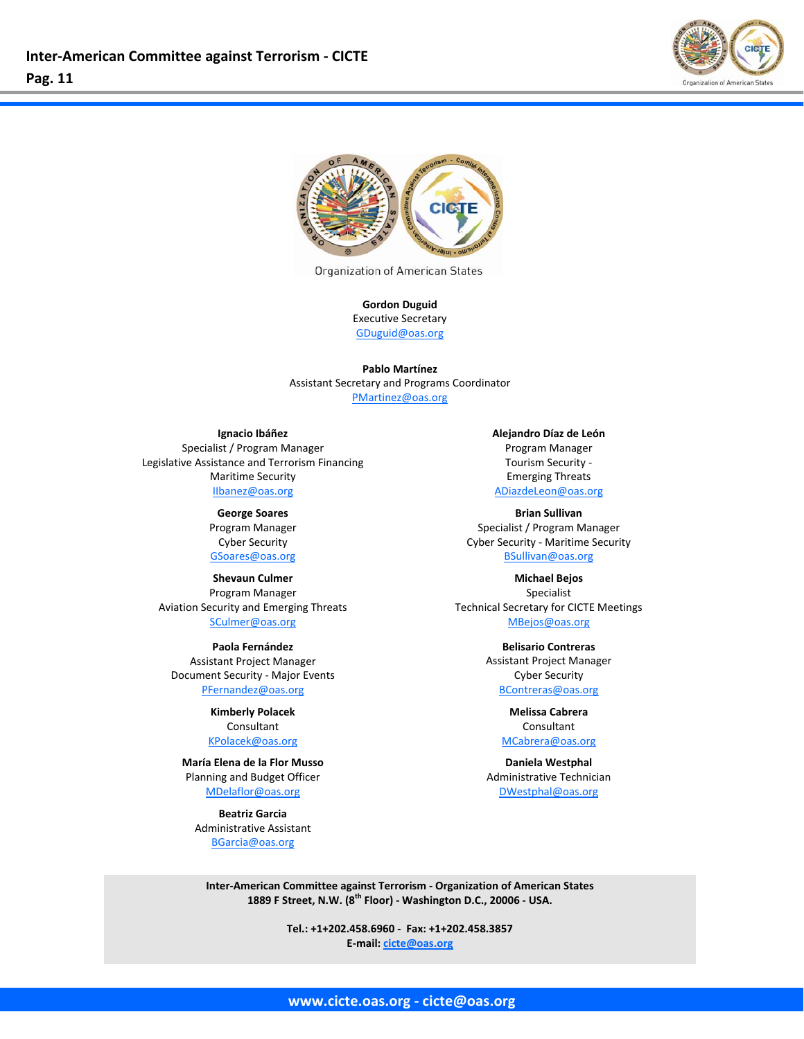Organization of American States

**Gordon Duguid**
Executive Secretary
GDuguid@oas.org

**Pablo Martínez**
Assistant Secretary and Programs Coordinator
PMartinez@oas.org

**Ignacio Ibáñez**
Specialist / Program Manager
Legislative Assistance and Terrorism Financing
Maritime Security
IIbanez@oas.org

**George Soares**
Program Manager
Cyber Security
GSoares@oas.org

**Shevaun Culmer**
Program Manager
Aviation Security and Emerging Threats
SCulmer@oas.org

**Paola Fernández**
Assistant Project Manager
Document Security - Major Events
PFernandez@oas.org

**Kimberly Polacek**
Consultant
KPolacek@oas.org

**María Elena de la Flor Musso**
Planning and Budget Officer
MDelaflor@oas.org

**Beatriz Garcia**
Administrative Assistant
BGarcia@oas.org

**Alejandro Díaz de León**
Program Manager
Tourism Security -
Emerging Threats
ADiazdeLeon@oas.org

**Brian Sullivan**
Specialist / Program Manager
Cyber Security - Maritime Security
BSullivan@oas.org

**Michael Bejos**
Specialist
Technical Secretary for CICTE Meetings
MBejos@oas.org

**Belisario Contreras**
Assistant Project Manager
Cyber Security
BContreras@oas.org

**Melissa Cabrera**
Consultant
MCabrera@oas.org

**Daniela Westphal**
Administrative Technician
DWestphal@oas.org

**Inter-American Committee against Terrorism - Organization of American States**
**1889 F Street, N.W. (8th Floor) - Washington D.C., 20006 - USA.**

**Tel.: +1+202.458.6960 - Fax: +1+202.458.3857**
**E-mail: cicte@oas.org**

**www.cicte.oas.org - cicte@oas.org**